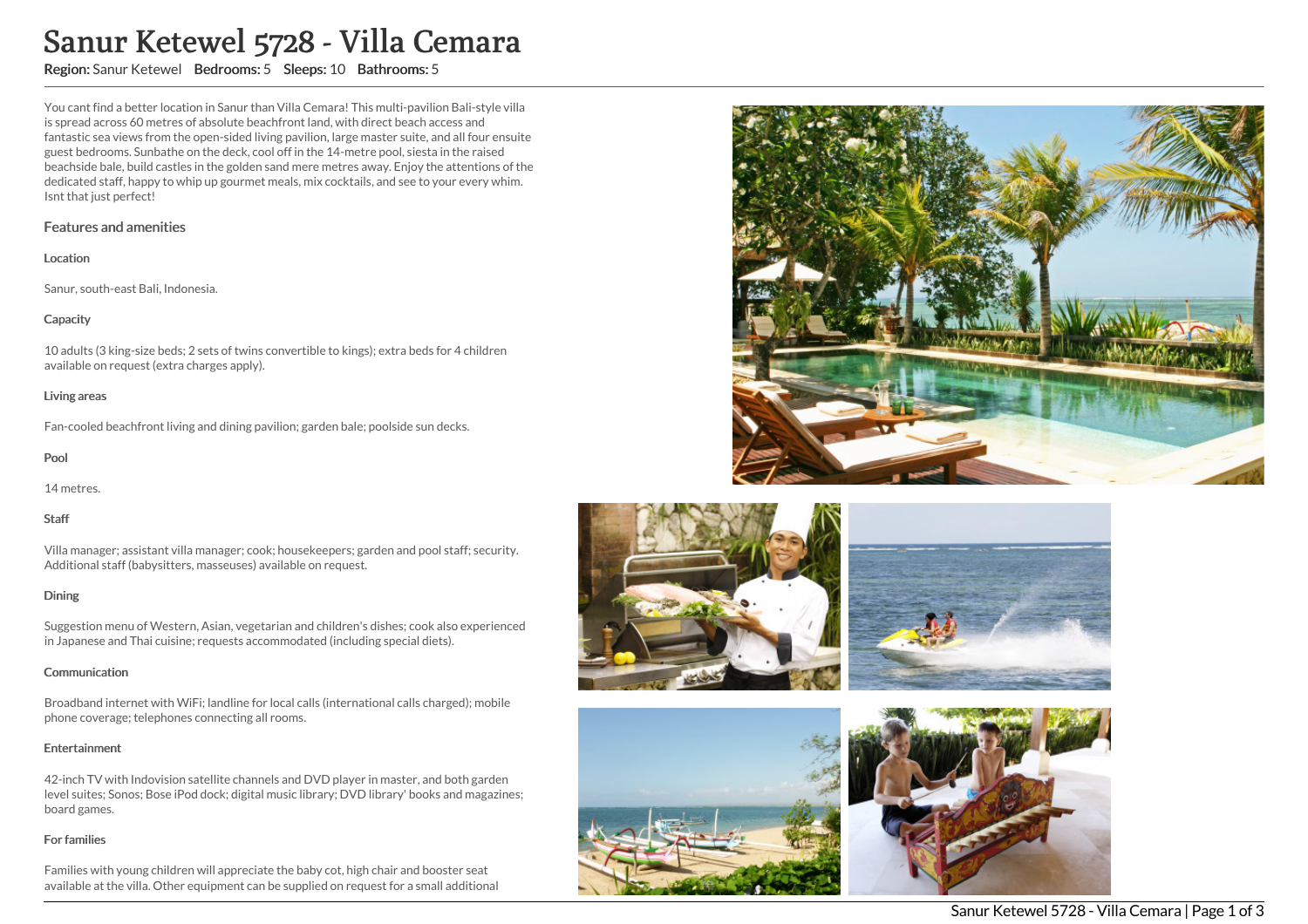# Sanur Ketewel 5728 - Villa Cemara

**Region:** Sanur Ketewel **Bedrooms:** 5 **Sleeps:** 10 **Bathrooms:** 5

You cant find a better location in Sanur than Villa Cemara! This multi-pavilion Bali-style villa is spread across 60 metres of absolute beachfront land, with direct beach access and fantastic sea views from the open-sided living pavilion, large master suite, and all four ensuite guest bedrooms. Sunbathe on the deck, cool off in the 14-metre pool, siesta in the raised beachside bale, build castles in the golden sand mere metres away. Enjoy the attentions of the dedicated staff, happy to whip up gourmet meals, mix cocktails, and see to your every whim. Isnt that just perfect!

## Features and amenities

### Location

Sanur, south-east Bali, Indonesia.

### Capacity

10 adults (3 king-size beds; 2 sets of twins convertible to kings); extra beds for 4 children available on request (extra charges apply).

### Living areas

Fan-cooled beachfront living and dining pavilion; garden bale; poolside sun decks.

### Pool

14 metres.

### Staff

Villa manager; assistant villa manager; cook; housekeepers; garden and pool staff; security. Additional staff (babysitters, masseuses) available on request.

### Dining

Suggestion menu of Western, Asian, vegetarian and children's dishes; cook also experienced in Japanese and Thai cuisine; requests accommodated (including special diets).

### Communication

Broadband internet with WiFi; landline for local calls (international calls charged); mobile phone coverage; telephones connecting all rooms.

### Entertainment

42-inch TV with Indovision satellite channels and DVD player in master, and both garden level suites; Sonos; Bose iPod dock; digital music library; DVD library' books and magazines; board games.

### For families

Families with young children will appreciate the baby cot, high chair and booster seat available at the villa. Other equipment can be supplied on request for a small additional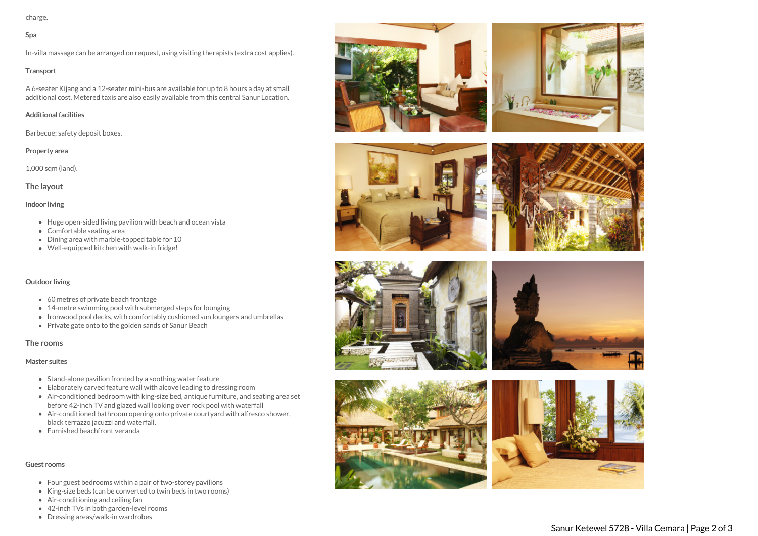charge.

#### Spa

In-villa massage can be arranged on request, using visiting therapists (extra cost applies).

#### Transport

A 6-seater Kijang and a 12-seater mini-bus are available for up to 8 hours a day at small additional cost. Metered taxis are also easily available from this central Sanur Location.

#### Additional facilities

Barbecue; safety deposit boxes.

#### Property area

1,000 sqm (land).

### The layout

#### Indoor living

- Huge open-sided living pavilion with beach and ocean vista
- Comfortable seating area
- Dining area with marble-topped table for 10
- Well-equipped kitchen with walk-in fridge!

#### Outdoor living

- 60 metres of private beach frontage
- 14-metre swimming pool with submerged steps for lounging
- Ironwood pool decks, with comfortably cushioned sun loungers and umbrellas
- Private gate onto to the golden sands of Sanur Beach

### The rooms

#### Master suites

- Stand-alone pavilion fronted by a soothing water feature
- Elaborately carved feature wall with alcove leading to dressing room
- Air-conditioned bedroom with king-size bed, antique furniture, and seating area set before 42-inch TV and glazed wall looking over rock pool with waterfall
- Air-conditioned bathroom opening onto private courtyard with alfresco shower, black terrazzo jacuzzi and waterfall.
- Furnished beachfront veranda

#### Guest rooms

- Four guest bedrooms within a pair of two-storey pavilions
- King-size beds (can be converted to twin beds in two rooms)
- Air-conditioning and ceiling fan
- 42-inch TVs in both garden-level rooms
- Dressing areas/walk-in wardrobes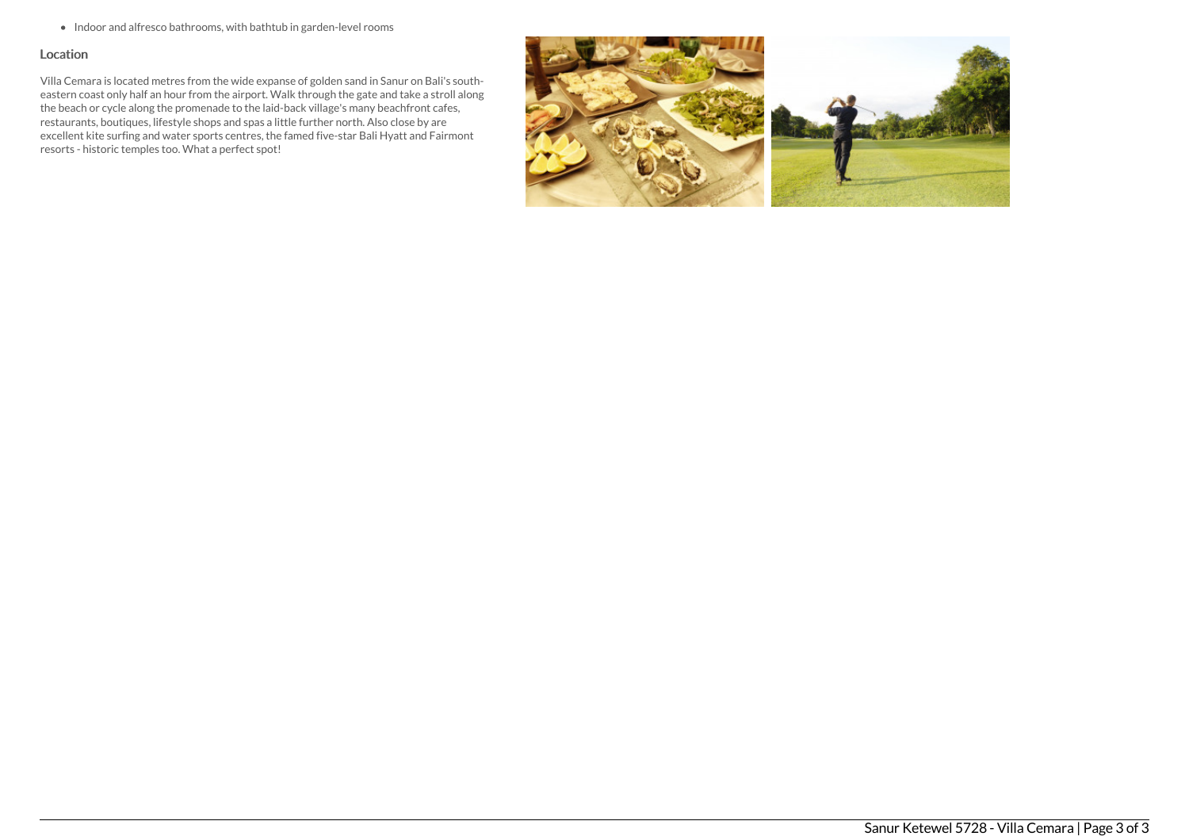- Indoor and alfresco bathrooms, with bathtub in garden-level rooms

## Location

Villa Cemara is located metres from the wide expanse of golden sand in Sanur on Bali's south-eastern coast only half an hour from the airport. Walk through the gate and take a stroll along the beach or cycle along the promenade to the laid-back village's many beachfront cafes, restaurants, boutiques, lifestyle shops and spas a little further north. Also close by are excellent kite surfing and water sports centres, the famed five-star Bali Hyatt and Fairmont resorts - historic temples too. What a perfect spot!